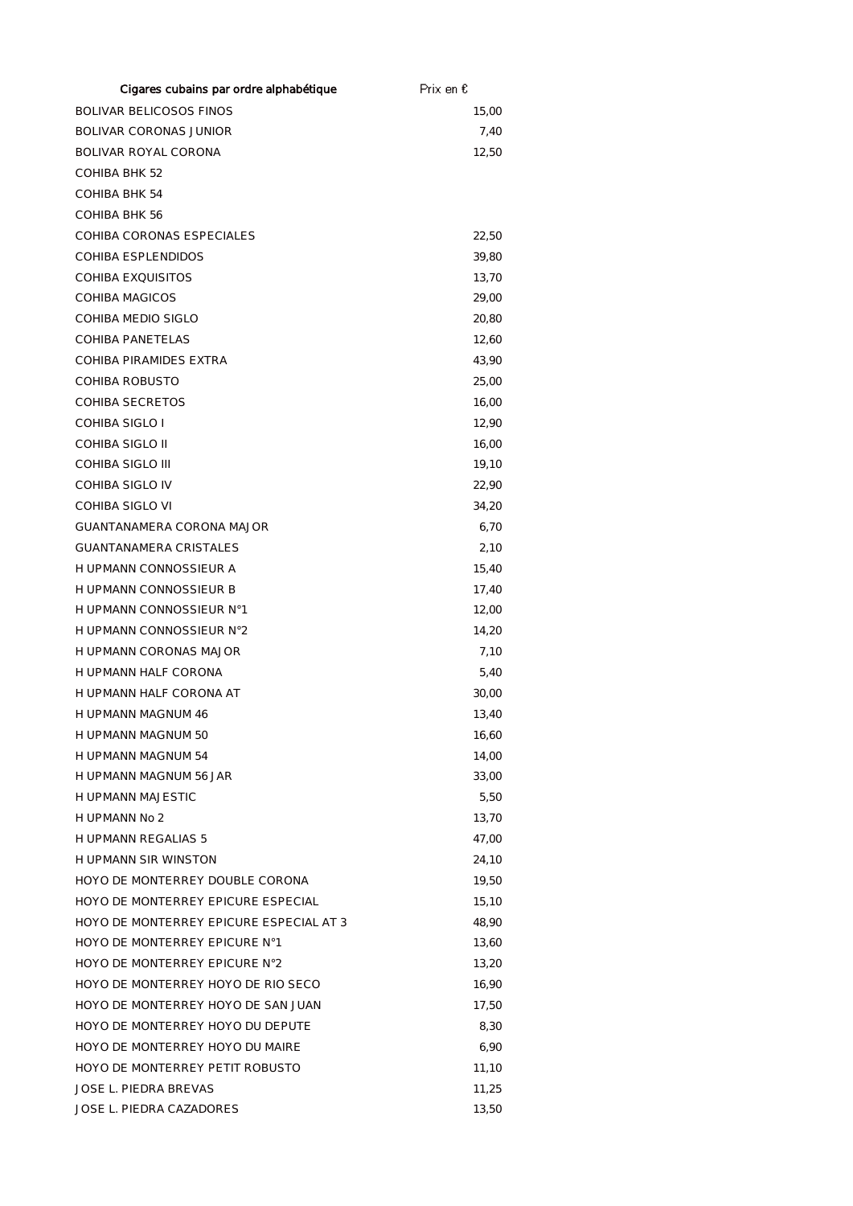| Cigares cubains par ordre alphabétique | Prix en € |
|---|---|
| BOLIVAR BELICOSOS FINOS | 15,00 |
| BOLIVAR CORONAS JUNIOR | 7,40 |
| BOLIVAR ROYAL CORONA | 12,50 |
| COHIBA BHK 52 | |
| COHIBA BHK 54 | |
| COHIBA BHK 56 | |
| COHIBA CORONAS ESPECIALES | 22,50 |
| COHIBA ESPLENDIDOS | 39,80 |
| COHIBA EXQUISITOS | 13,70 |
| COHIBA MAGICOS | 29,00 |
| COHIBA MEDIO SIGLO | 20,80 |
| COHIBA PANETELAS | 12,60 |
| COHIBA PIRAMIDES EXTRA | 43,90 |
| COHIBA ROBUSTO | 25,00 |
| COHIBA SECRETOS | 16,00 |
| COHIBA SIGLO I | 12,90 |
| COHIBA SIGLO II | 16,00 |
| COHIBA SIGLO III | 19,10 |
| COHIBA SIGLO IV | 22,90 |
| COHIBA SIGLO VI | 34,20 |
| GUANTANAMERA CORONA MAJOR | 6,70 |
| GUANTANAMERA CRISTALES | 2,10 |
| H UPMANN CONNOSSIEUR A | 15,40 |
| H UPMANN CONNOSSIEUR B | 17,40 |
| H UPMANN CONNOSSIEUR N°1 | 12,00 |
| H UPMANN CONNOSSIEUR N°2 | 14,20 |
| H UPMANN CORONAS MAJOR | 7,10 |
| H UPMANN HALF CORONA | 5,40 |
| H UPMANN HALF CORONA AT | 30,00 |
| H UPMANN MAGNUM 46 | 13,40 |
| H UPMANN MAGNUM 50 | 16,60 |
| H UPMANN MAGNUM 54 | 14,00 |
| H UPMANN MAGNUM 56 JAR | 33,00 |
| H UPMANN MAJESTIC | 5,50 |
| H UPMANN No 2 | 13,70 |
| H UPMANN REGALIAS 5 | 47,00 |
| H UPMANN SIR WINSTON | 24,10 |
| HOYO DE MONTERREY DOUBLE CORONA | 19,50 |
| HOYO DE MONTERREY EPICURE ESPECIAL | 15,10 |
| HOYO DE MONTERREY EPICURE ESPECIAL AT 3 | 48,90 |
| HOYO DE MONTERREY EPICURE N°1 | 13,60 |
| HOYO DE MONTERREY EPICURE N°2 | 13,20 |
| HOYO DE MONTERREY HOYO DE RIO SECO | 16,90 |
| HOYO DE MONTERREY HOYO DE SAN JUAN | 17,50 |
| HOYO DE MONTERREY HOYO DU DEPUTE | 8,30 |
| HOYO DE MONTERREY HOYO DU MAIRE | 6,90 |
| HOYO DE MONTERREY PETIT ROBUSTO | 11,10 |
| JOSE L. PIEDRA BREVAS | 11,25 |
| JOSE L. PIEDRA CAZADORES | 13,50 |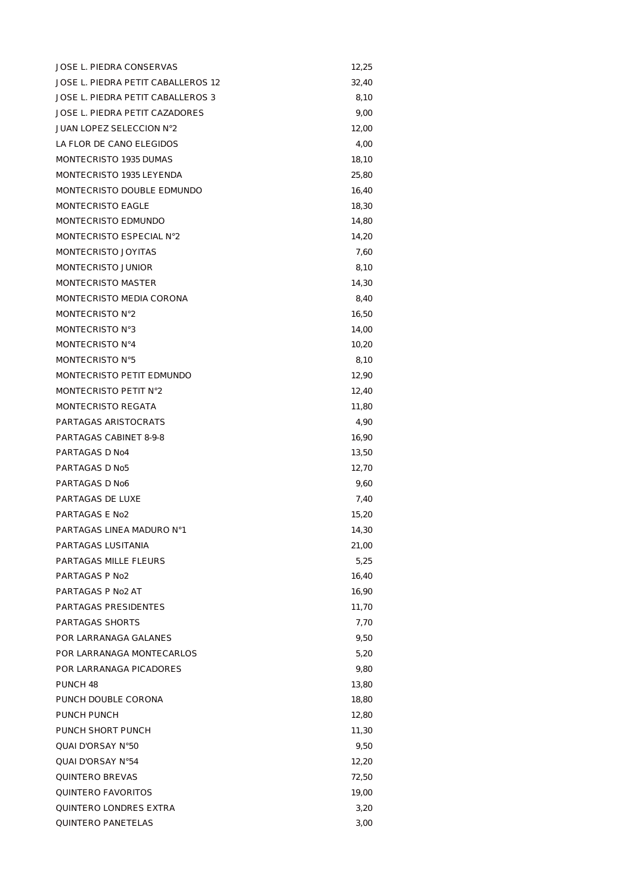| | |
|---|---|
| JOSE L. PIEDRA CONSERVAS | 12,25 |
| JOSE L. PIEDRA PETIT CABALLEROS 12 | 32,40 |
| JOSE L. PIEDRA PETIT CABALLEROS 3 | 8,10 |
| JOSE L. PIEDRA PETIT CAZADORES | 9,00 |
| JUAN LOPEZ SELECCION N°2 | 12,00 |
| LA FLOR DE CANO ELEGIDOS | 4,00 |
| MONTECRISTO 1935 DUMAS | 18,10 |
| MONTECRISTO 1935 LEYENDA | 25,80 |
| MONTECRISTO DOUBLE EDMUNDO | 16,40 |
| MONTECRISTO EAGLE | 18,30 |
| MONTECRISTO EDMUNDO | 14,80 |
| MONTECRISTO ESPECIAL N°2 | 14,20 |
| MONTECRISTO JOYITAS | 7,60 |
| MONTECRISTO JUNIOR | 8,10 |
| MONTECRISTO MASTER | 14,30 |
| MONTECRISTO MEDIA CORONA | 8,40 |
| MONTECRISTO N°2 | 16,50 |
| MONTECRISTO N°3 | 14,00 |
| MONTECRISTO N°4 | 10,20 |
| MONTECRISTO N°5 | 8,10 |
| MONTECRISTO PETIT EDMUNDO | 12,90 |
| MONTECRISTO PETIT N°2 | 12,40 |
| MONTECRISTO REGATA | 11,80 |
| PARTAGAS ARISTOCRATS | 4,90 |
| PARTAGAS CABINET 8-9-8 | 16,90 |
| PARTAGAS D No4 | 13,50 |
| PARTAGAS D No5 | 12,70 |
| PARTAGAS D No6 | 9,60 |
| PARTAGAS DE LUXE | 7,40 |
| PARTAGAS E No2 | 15,20 |
| PARTAGAS LINEA MADURO N°1 | 14,30 |
| PARTAGAS LUSITANIA | 21,00 |
| PARTAGAS MILLE FLEURS | 5,25 |
| PARTAGAS P No2 | 16,40 |
| PARTAGAS P No2 AT | 16,90 |
| PARTAGAS PRESIDENTES | 11,70 |
| PARTAGAS SHORTS | 7,70 |
| POR LARRANAGA GALANES | 9,50 |
| POR LARRANAGA MONTECARLOS | 5,20 |
| POR LARRANAGA PICADORES | 9,80 |
| PUNCH 48 | 13,80 |
| PUNCH DOUBLE CORONA | 18,80 |
| PUNCH PUNCH | 12,80 |
| PUNCH SHORT PUNCH | 11,30 |
| QUAI D'ORSAY N°50 | 9,50 |
| QUAI D'ORSAY N°54 | 12,20 |
| QUINTERO BREVAS | 72,50 |
| QUINTERO FAVORITOS | 19,00 |
| QUINTERO LONDRES EXTRA | 3,20 |
| QUINTERO PANETELAS | 3,00 |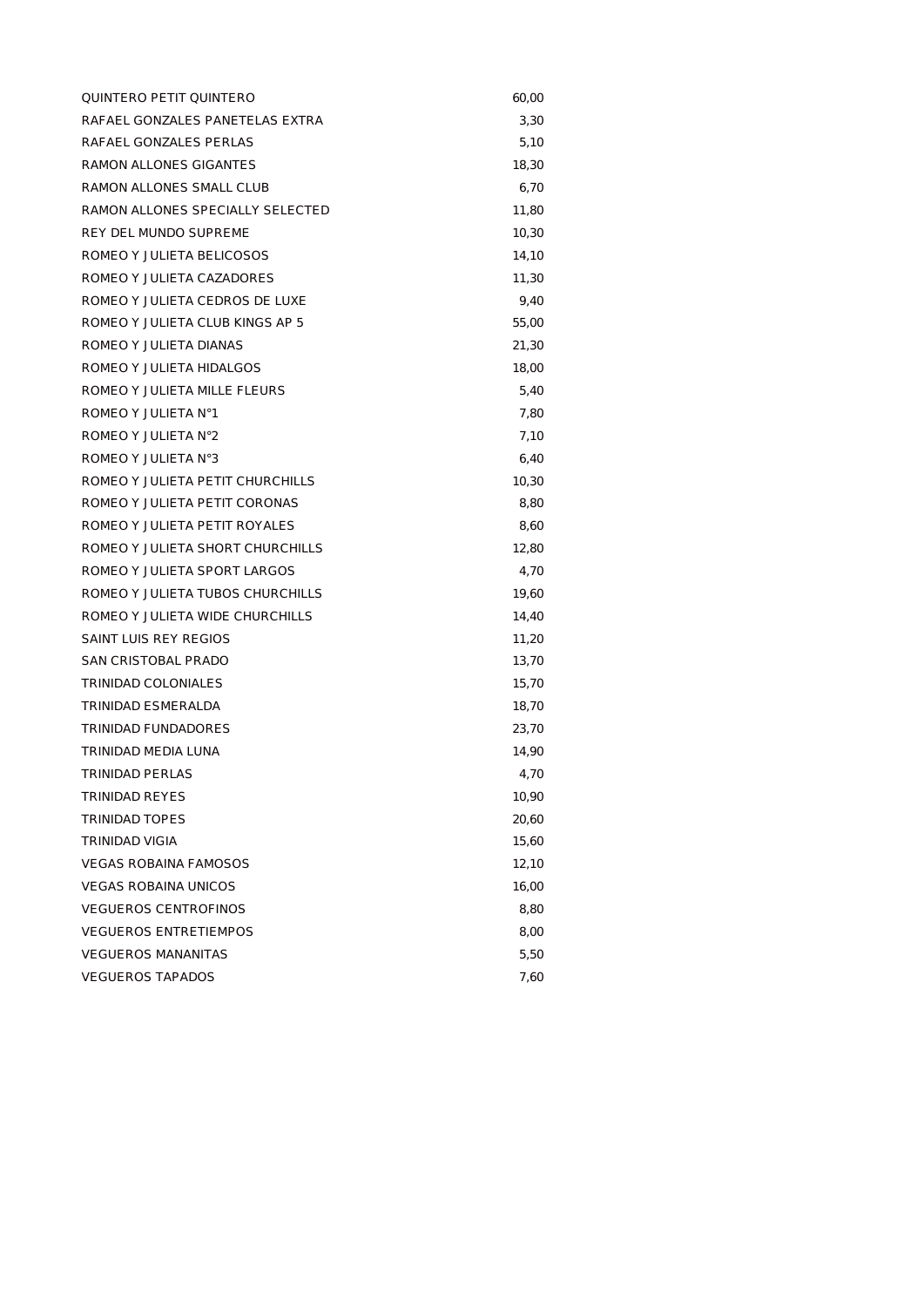| | |
|---|---|
| QUINTERO PETIT QUINTERO | 60,00 |
| RAFAEL GONZALES PANETELAS EXTRA | 3,30 |
| RAFAEL GONZALES PERLAS | 5,10 |
| RAMON ALLONES GIGANTES | 18,30 |
| RAMON ALLONES SMALL CLUB | 6,70 |
| RAMON ALLONES SPECIALLY SELECTED | 11,80 |
| REY DEL MUNDO SUPREME | 10,30 |
| ROMEO Y JULIETA BELICOSOS | 14,10 |
| ROMEO Y JULIETA CAZADORES | 11,30 |
| ROMEO Y JULIETA CEDROS DE LUXE | 9,40 |
| ROMEO Y JULIETA CLUB KINGS AP 5 | 55,00 |
| ROMEO Y JULIETA DIANAS | 21,30 |
| ROMEO Y JULIETA HIDALGOS | 18,00 |
| ROMEO Y JULIETA MILLE FLEURS | 5,40 |
| ROMEO Y JULIETA N°1 | 7,80 |
| ROMEO Y JULIETA N°2 | 7,10 |
| ROMEO Y JULIETA N°3 | 6,40 |
| ROMEO Y JULIETA PETIT CHURCHILLS | 10,30 |
| ROMEO Y JULIETA PETIT CORONAS | 8,80 |
| ROMEO Y JULIETA PETIT ROYALES | 8,60 |
| ROMEO Y JULIETA SHORT CHURCHILLS | 12,80 |
| ROMEO Y JULIETA SPORT LARGOS | 4,70 |
| ROMEO Y JULIETA TUBOS CHURCHILLS | 19,60 |
| ROMEO Y JULIETA WIDE CHURCHILLS | 14,40 |
| SAINT LUIS REY REGIOS | 11,20 |
| SAN CRISTOBAL PRADO | 13,70 |
| TRINIDAD COLONIALES | 15,70 |
| TRINIDAD ESMERALDA | 18,70 |
| TRINIDAD FUNDADORES | 23,70 |
| TRINIDAD MEDIA LUNA | 14,90 |
| TRINIDAD PERLAS | 4,70 |
| TRINIDAD REYES | 10,90 |
| TRINIDAD TOPES | 20,60 |
| TRINIDAD VIGIA | 15,60 |
| VEGAS ROBAINA FAMOSOS | 12,10 |
| VEGAS ROBAINA UNICOS | 16,00 |
| VEGUEROS CENTROFINOS | 8,80 |
| VEGUEROS ENTRETIEMPOS | 8,00 |
| VEGUEROS MANANITAS | 5,50 |
| VEGUEROS TAPADOS | 7,60 |